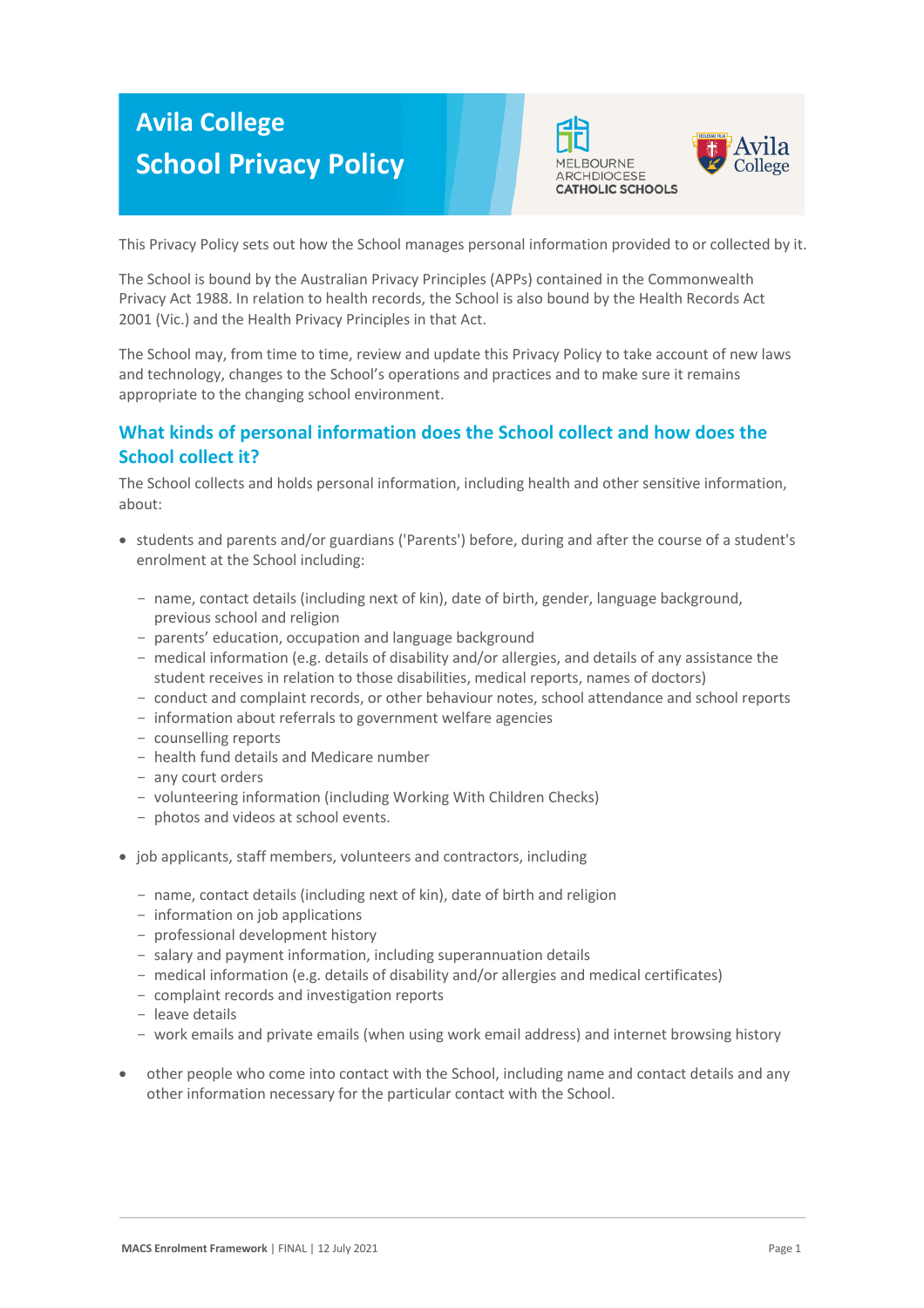# Avila College
# School Privacy Policy

This Privacy Policy sets out how the School manages personal information provided to or collected by it.

The School is bound by the Australian Privacy Principles (APPs) contained in the Commonwealth Privacy Act 1988. In relation to health records, the School is also bound by the Health Records Act 2001 (Vic.) and the Health Privacy Principles in that Act.

The School may, from time to time, review and update this Privacy Policy to take account of new laws and technology, changes to the School's operations and practices and to make sure it remains appropriate to the changing school environment.

## What kinds of personal information does the School collect and how does the School collect it?

The School collects and holds personal information, including health and other sensitive information, about:

- students and parents and/or guardians ('Parents') before, during and after the course of a student's enrolment at the School including:
  - name, contact details (including next of kin), date of birth, gender, language background, previous school and religion
  - parents' education, occupation and language background
  - medical information (e.g. details of disability and/or allergies, and details of any assistance the student receives in relation to those disabilities, medical reports, names of doctors)
  - conduct and complaint records, or other behaviour notes, school attendance and school reports
  - information about referrals to government welfare agencies
  - counselling reports
  - health fund details and Medicare number
  - any court orders
  - volunteering information (including Working With Children Checks)
  - photos and videos at school events.
- job applicants, staff members, volunteers and contractors, including
  - name, contact details (including next of kin), date of birth and religion
  - information on job applications
  - professional development history
  - salary and payment information, including superannuation details
  - medical information (e.g. details of disability and/or allergies and medical certificates)
  - complaint records and investigation reports
  - leave details
  - work emails and private emails (when using work email address) and internet browsing history
- other people who come into contact with the School, including name and contact details and any other information necessary for the particular contact with the School.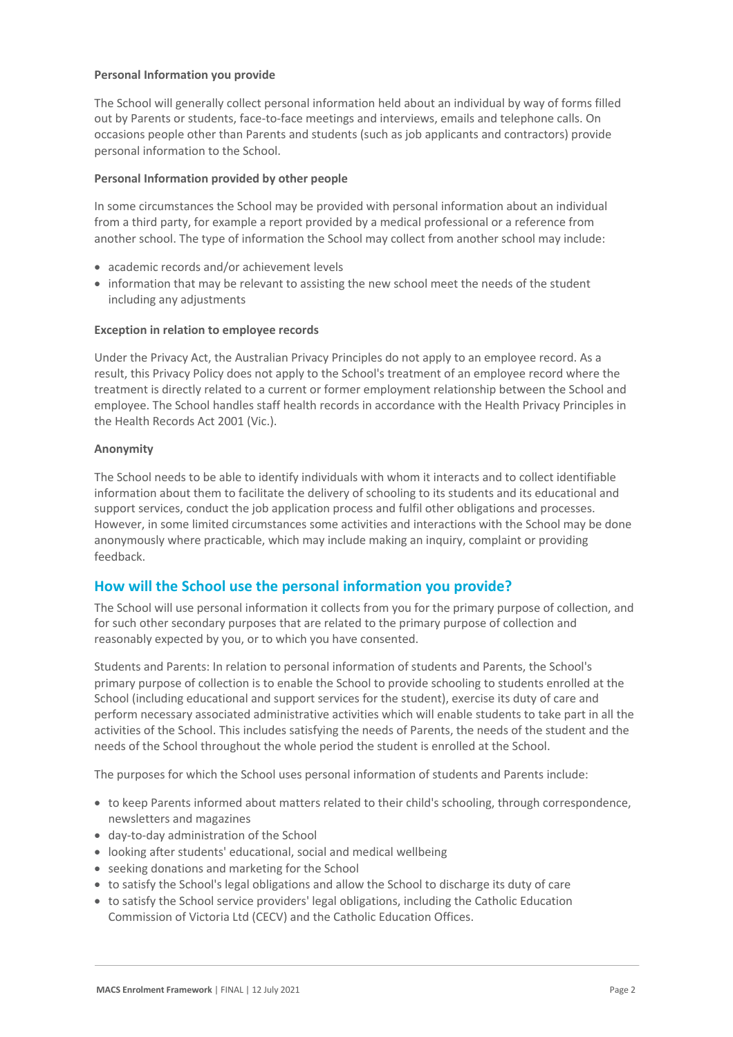#### Personal Information you provide

The School will generally collect personal information held about an individual by way of forms filled out by Parents or students, face-to-face meetings and interviews, emails and telephone calls. On occasions people other than Parents and students (such as job applicants and contractors) provide personal information to the School.

#### Personal Information provided by other people

In some circumstances the School may be provided with personal information about an individual from a third party, for example a report provided by a medical professional or a reference from another school. The type of information the School may collect from another school may include:

- academic records and/or achievement levels
- information that may be relevant to assisting the new school meet the needs of the student including any adjustments

#### Exception in relation to employee records

Under the Privacy Act, the Australian Privacy Principles do not apply to an employee record. As a result, this Privacy Policy does not apply to the School's treatment of an employee record where the treatment is directly related to a current or former employment relationship between the School and employee. The School handles staff health records in accordance with the Health Privacy Principles in the Health Records Act 2001 (Vic.).

#### Anonymity

The School needs to be able to identify individuals with whom it interacts and to collect identifiable information about them to facilitate the delivery of schooling to its students and its educational and support services, conduct the job application process and fulfil other obligations and processes. However, in some limited circumstances some activities and interactions with the School may be done anonymously where practicable, which may include making an inquiry, complaint or providing feedback.

## How will the School use the personal information you provide?

The School will use personal information it collects from you for the primary purpose of collection, and for such other secondary purposes that are related to the primary purpose of collection and reasonably expected by you, or to which you have consented.

Students and Parents: In relation to personal information of students and Parents, the School's primary purpose of collection is to enable the School to provide schooling to students enrolled at the School (including educational and support services for the student), exercise its duty of care and perform necessary associated administrative activities which will enable students to take part in all the activities of the School. This includes satisfying the needs of Parents, the needs of the student and the needs of the School throughout the whole period the student is enrolled at the School.

The purposes for which the School uses personal information of students and Parents include:

- to keep Parents informed about matters related to their child's schooling, through correspondence, newsletters and magazines
- day-to-day administration of the School
- looking after students' educational, social and medical wellbeing
- seeking donations and marketing for the School
- to satisfy the School's legal obligations and allow the School to discharge its duty of care
- to satisfy the School service providers' legal obligations, including the Catholic Education Commission of Victoria Ltd (CECV) and the Catholic Education Offices.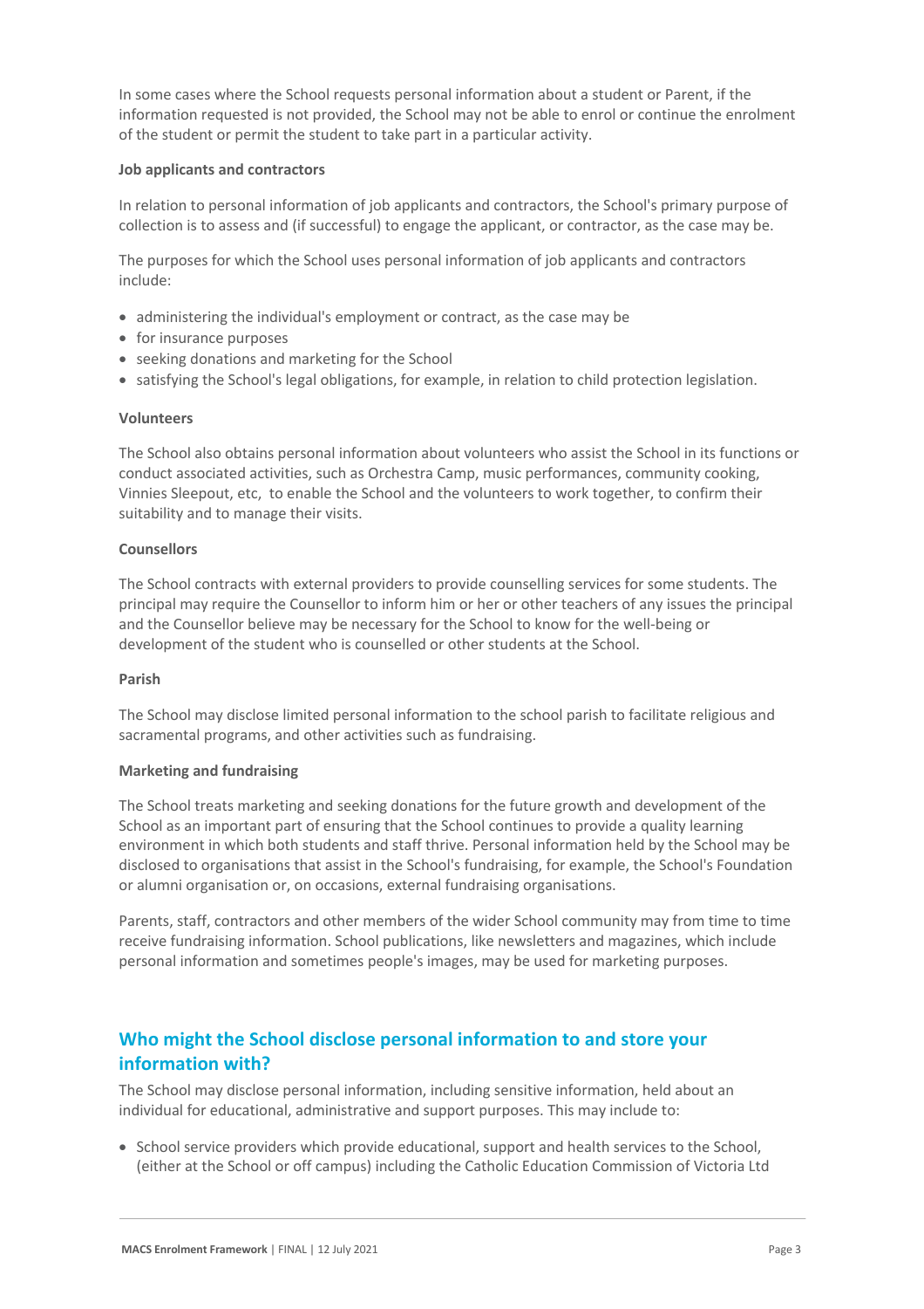In some cases where the School requests personal information about a student or Parent, if the information requested is not provided, the School may not be able to enrol or continue the enrolment of the student or permit the student to take part in a particular activity.

**Job applicants and contractors**

In relation to personal information of job applicants and contractors, the School's primary purpose of collection is to assess and (if successful) to engage the applicant, or contractor, as the case may be.

The purposes for which the School uses personal information of job applicants and contractors include:

- administering the individual's employment or contract, as the case may be
- for insurance purposes
- seeking donations and marketing for the School
- satisfying the School's legal obligations, for example, in relation to child protection legislation.

**Volunteers**

The School also obtains personal information about volunteers who assist the School in its functions or conduct associated activities, such as Orchestra Camp, music performances, community cooking, Vinnies Sleepout, etc, to enable the School and the volunteers to work together, to confirm their suitability and to manage their visits.

**Counsellors**

The School contracts with external providers to provide counselling services for some students. The principal may require the Counsellor to inform him or her or other teachers of any issues the principal and the Counsellor believe may be necessary for the School to know for the well-being or development of the student who is counselled or other students at the School.

**Parish**

The School may disclose limited personal information to the school parish to facilitate religious and sacramental programs, and other activities such as fundraising.

**Marketing and fundraising**

The School treats marketing and seeking donations for the future growth and development of the School as an important part of ensuring that the School continues to provide a quality learning environment in which both students and staff thrive. Personal information held by the School may be disclosed to organisations that assist in the School's fundraising, for example, the School's Foundation or alumni organisation or, on occasions, external fundraising organisations.

Parents, staff, contractors and other members of the wider School community may from time to time receive fundraising information. School publications, like newsletters and magazines, which include personal information and sometimes people's images, may be used for marketing purposes.

## Who might the School disclose personal information to and store your information with?

The School may disclose personal information, including sensitive information, held about an individual for educational, administrative and support purposes. This may include to:

- School service providers which provide educational, support and health services to the School, (either at the School or off campus) including the Catholic Education Commission of Victoria Ltd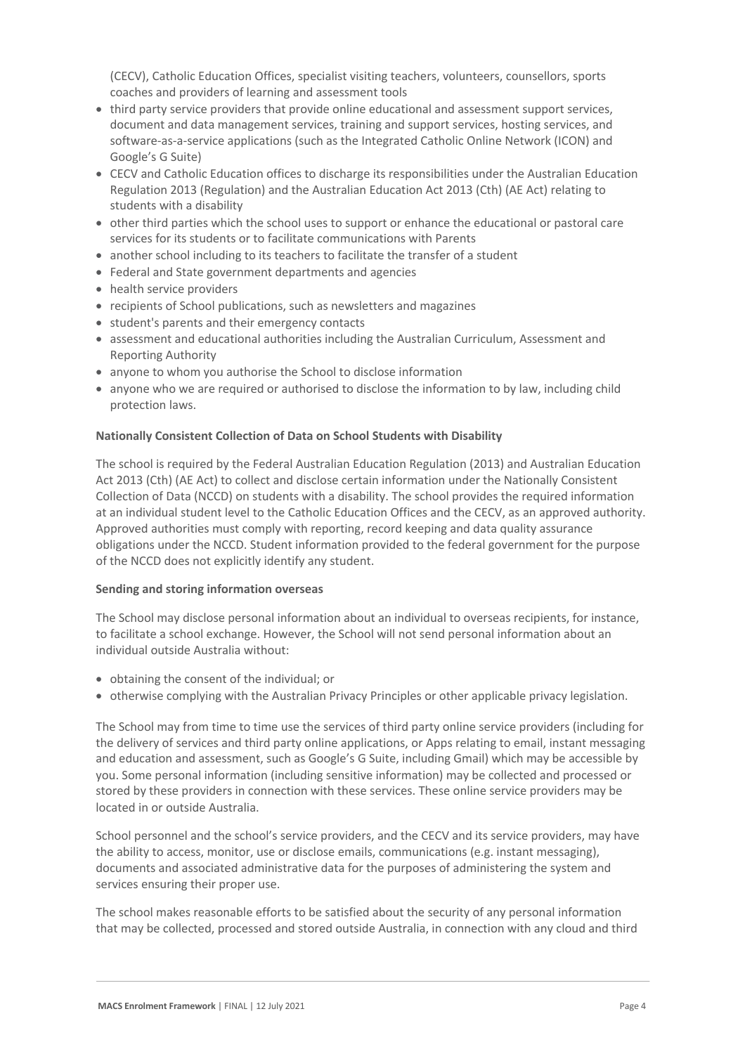(CECV), Catholic Education Offices, specialist visiting teachers, volunteers, counsellors, sports coaches and providers of learning and assessment tools

- third party service providers that provide online educational and assessment support services, document and data management services, training and support services, hosting services, and software-as-a-service applications (such as the Integrated Catholic Online Network (ICON) and Google's G Suite)
- CECV and Catholic Education offices to discharge its responsibilities under the Australian Education Regulation 2013 (Regulation) and the Australian Education Act 2013 (Cth) (AE Act) relating to students with a disability
- other third parties which the school uses to support or enhance the educational or pastoral care services for its students or to facilitate communications with Parents
- another school including to its teachers to facilitate the transfer of a student
- Federal and State government departments and agencies
- health service providers
- recipients of School publications, such as newsletters and magazines
- student's parents and their emergency contacts
- assessment and educational authorities including the Australian Curriculum, Assessment and Reporting Authority
- anyone to whom you authorise the School to disclose information
- anyone who we are required or authorised to disclose the information to by law, including child protection laws.

**Nationally Consistent Collection of Data on School Students with Disability**

The school is required by the Federal Australian Education Regulation (2013) and Australian Education Act 2013 (Cth) (AE Act) to collect and disclose certain information under the Nationally Consistent Collection of Data (NCCD) on students with a disability. The school provides the required information at an individual student level to the Catholic Education Offices and the CECV, as an approved authority. Approved authorities must comply with reporting, record keeping and data quality assurance obligations under the NCCD. Student information provided to the federal government for the purpose of the NCCD does not explicitly identify any student.

**Sending and storing information overseas**

The School may disclose personal information about an individual to overseas recipients, for instance, to facilitate a school exchange. However, the School will not send personal information about an individual outside Australia without:

- obtaining the consent of the individual; or
- otherwise complying with the Australian Privacy Principles or other applicable privacy legislation.

The School may from time to time use the services of third party online service providers (including for the delivery of services and third party online applications, or Apps relating to email, instant messaging and education and assessment, such as Google's G Suite, including Gmail) which may be accessible by you. Some personal information (including sensitive information) may be collected and processed or stored by these providers in connection with these services. These online service providers may be located in or outside Australia.

School personnel and the school's service providers, and the CECV and its service providers, may have the ability to access, monitor, use or disclose emails, communications (e.g. instant messaging), documents and associated administrative data for the purposes of administering the system and services ensuring their proper use.

The school makes reasonable efforts to be satisfied about the security of any personal information that may be collected, processed and stored outside Australia, in connection with any cloud and third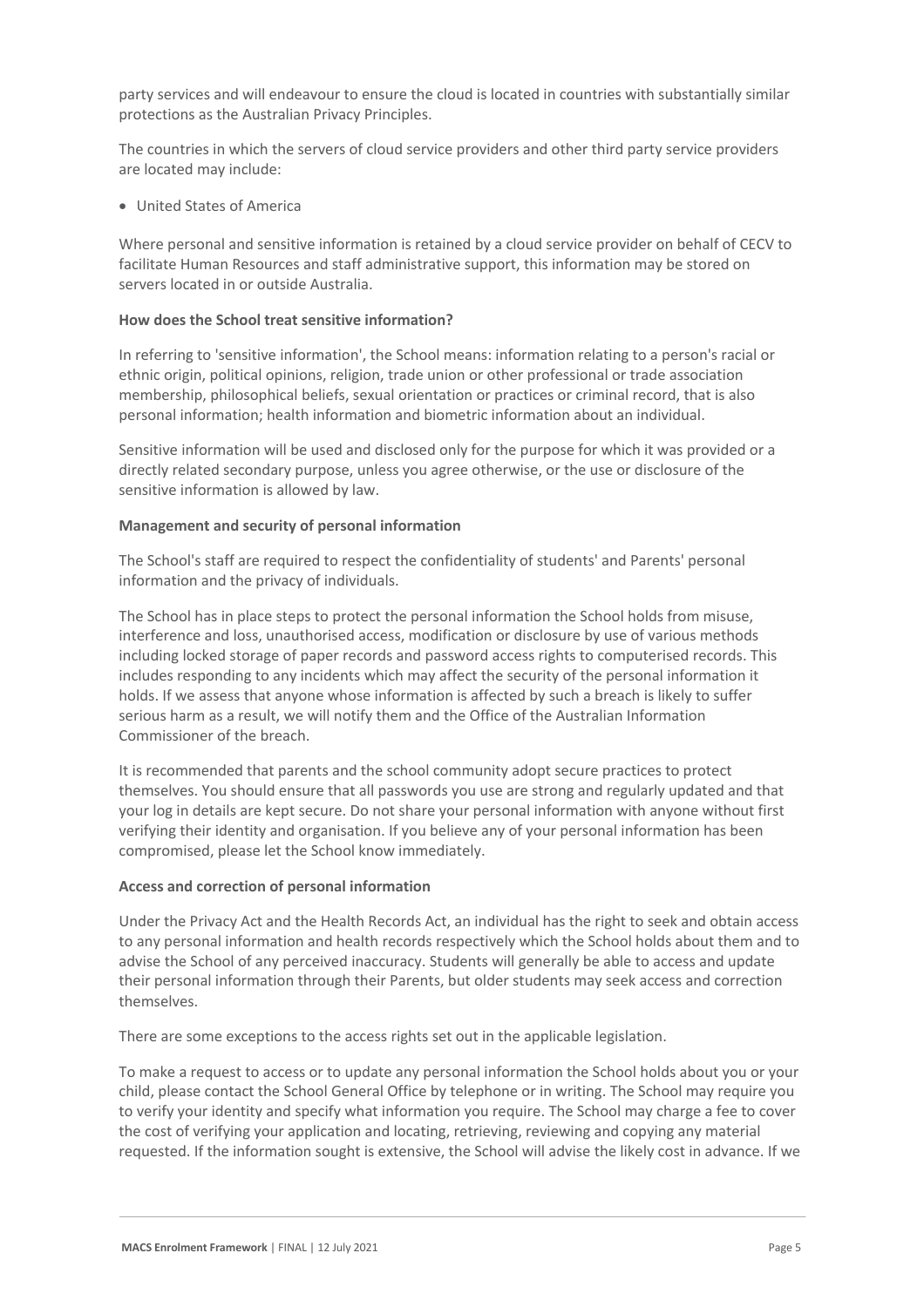party services and will endeavour to ensure the cloud is located in countries with substantially similar protections as the Australian Privacy Principles.

The countries in which the servers of cloud service providers and other third party service providers are located may include:

- United States of America

Where personal and sensitive information is retained by a cloud service provider on behalf of CECV to facilitate Human Resources and staff administrative support, this information may be stored on servers located in or outside Australia.

**How does the School treat sensitive information?**

In referring to 'sensitive information', the School means: information relating to a person's racial or ethnic origin, political opinions, religion, trade union or other professional or trade association membership, philosophical beliefs, sexual orientation or practices or criminal record, that is also personal information; health information and biometric information about an individual.

Sensitive information will be used and disclosed only for the purpose for which it was provided or a directly related secondary purpose, unless you agree otherwise, or the use or disclosure of the sensitive information is allowed by law.

**Management and security of personal information**

The School's staff are required to respect the confidentiality of students' and Parents' personal information and the privacy of individuals.

The School has in place steps to protect the personal information the School holds from misuse, interference and loss, unauthorised access, modification or disclosure by use of various methods including locked storage of paper records and password access rights to computerised records. This includes responding to any incidents which may affect the security of the personal information it holds. If we assess that anyone whose information is affected by such a breach is likely to suffer serious harm as a result, we will notify them and the Office of the Australian Information Commissioner of the breach.

It is recommended that parents and the school community adopt secure practices to protect themselves. You should ensure that all passwords you use are strong and regularly updated and that your log in details are kept secure. Do not share your personal information with anyone without first verifying their identity and organisation. If you believe any of your personal information has been compromised, please let the School know immediately.

**Access and correction of personal information**

Under the Privacy Act and the Health Records Act, an individual has the right to seek and obtain access to any personal information and health records respectively which the School holds about them and to advise the School of any perceived inaccuracy. Students will generally be able to access and update their personal information through their Parents, but older students may seek access and correction themselves.

There are some exceptions to the access rights set out in the applicable legislation.

To make a request to access or to update any personal information the School holds about you or your child, please contact the School General Office by telephone or in writing. The School may require you to verify your identity and specify what information you require. The School may charge a fee to cover the cost of verifying your application and locating, retrieving, reviewing and copying any material requested. If the information sought is extensive, the School will advise the likely cost in advance. If we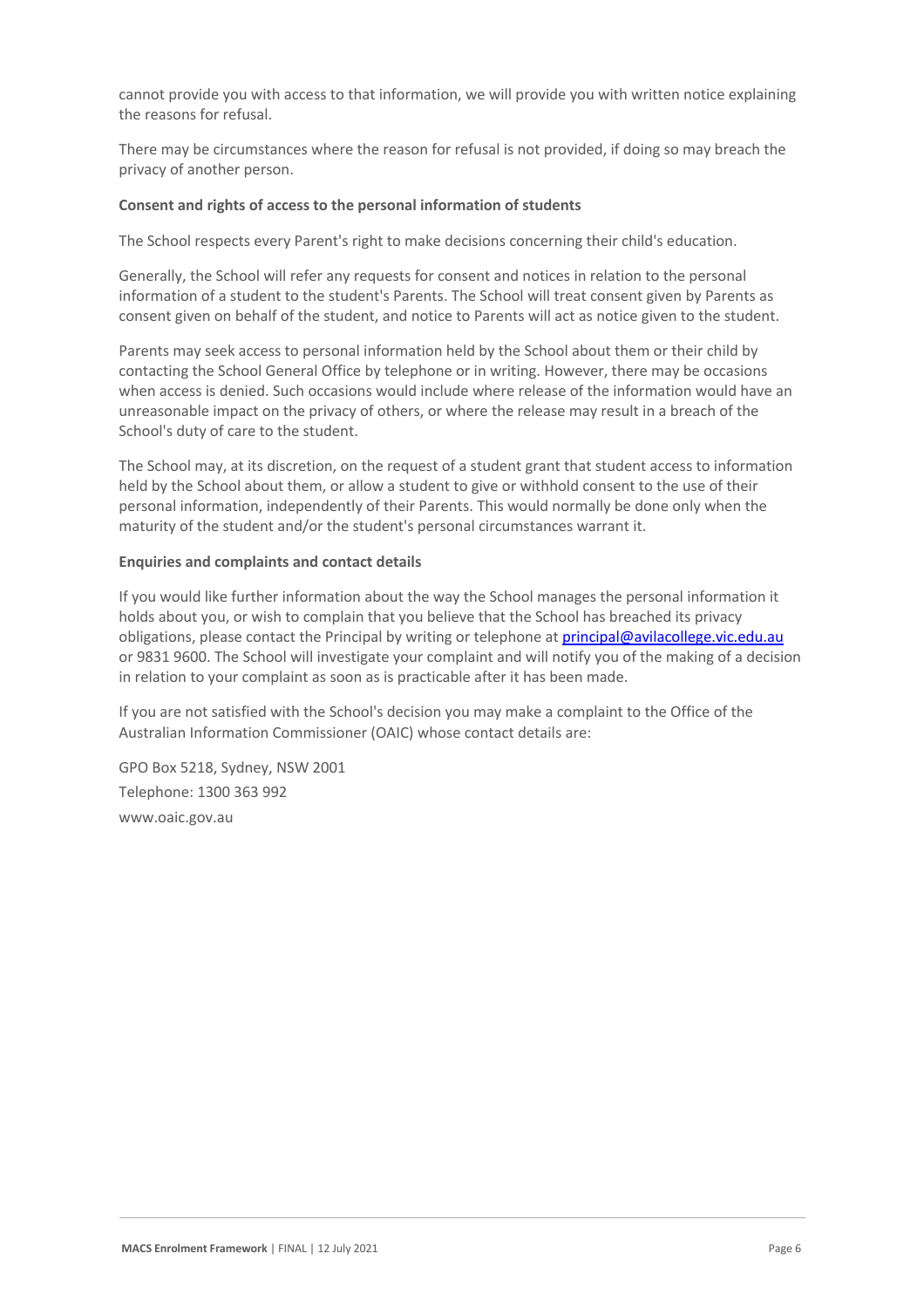cannot provide you with access to that information, we will provide you with written notice explaining the reasons for refusal.

There may be circumstances where the reason for refusal is not provided, if doing so may breach the privacy of another person.

**Consent and rights of access to the personal information of students**

The School respects every Parent's right to make decisions concerning their child's education.

Generally, the School will refer any requests for consent and notices in relation to the personal information of a student to the student's Parents. The School will treat consent given by Parents as consent given on behalf of the student, and notice to Parents will act as notice given to the student.

Parents may seek access to personal information held by the School about them or their child by contacting the School General Office by telephone or in writing. However, there may be occasions when access is denied. Such occasions would include where release of the information would have an unreasonable impact on the privacy of others, or where the release may result in a breach of the School's duty of care to the student.

The School may, at its discretion, on the request of a student grant that student access to information held by the School about them, or allow a student to give or withhold consent to the use of their personal information, independently of their Parents. This would normally be done only when the maturity of the student and/or the student's personal circumstances warrant it.

**Enquiries and complaints and contact details**

If you would like further information about the way the School manages the personal information it holds about you, or wish to complain that you believe that the School has breached its privacy obligations, please contact the Principal by writing or telephone at principal@avilacollege.vic.edu.au or 9831 9600. The School will investigate your complaint and will notify you of the making of a decision in relation to your complaint as soon as is practicable after it has been made.

If you are not satisfied with the School's decision you may make a complaint to the Office of the Australian Information Commissioner (OAIC) whose contact details are:

GPO Box 5218, Sydney, NSW 2001

Telephone: 1300 363 992

www.oaic.gov.au